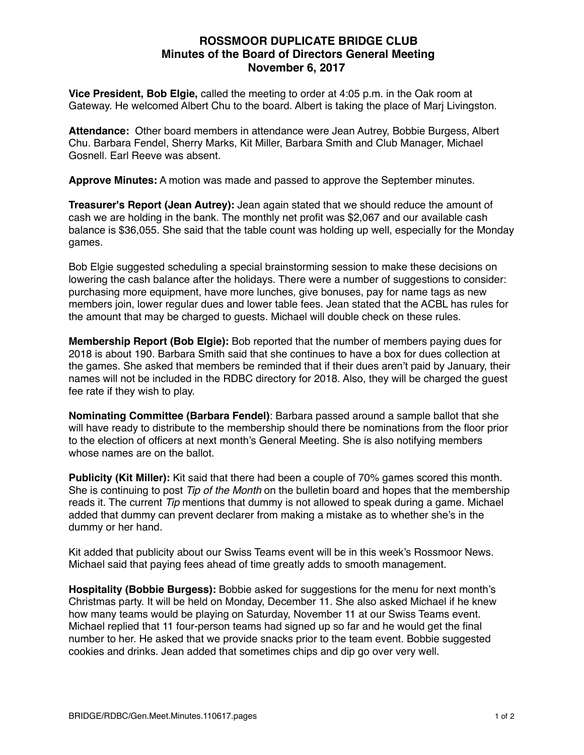# ROSSMOOR DUPLICATE BRIDGE CLUB
## Minutes of the Board of Directors General Meeting
## November 6, 2017

**Vice President, Bob Elgie,** called the meeting to order at 4:05 p.m. in the Oak room at Gateway. He welcomed Albert Chu to the board. Albert is taking the place of Marj Livingston.

**Attendance:** Other board members in attendance were Jean Autrey, Bobbie Burgess, Albert Chu. Barbara Fendel, Sherry Marks, Kit Miller, Barbara Smith and Club Manager, Michael Gosnell. Earl Reeve was absent.

**Approve Minutes:** A motion was made and passed to approve the September minutes.

**Treasurer's Report (Jean Autrey):** Jean again stated that we should reduce the amount of cash we are holding in the bank. The monthly net profit was $2,067 and our available cash balance is $36,055. She said that the table count was holding up well, especially for the Monday games.

Bob Elgie suggested scheduling a special brainstorming session to make these decisions on lowering the cash balance after the holidays. There were a number of suggestions to consider: purchasing more equipment, have more lunches, give bonuses, pay for name tags as new members join, lower regular dues and lower table fees. Jean stated that the ACBL has rules for the amount that may be charged to guests. Michael will double check on these rules.

**Membership Report (Bob Elgie):** Bob reported that the number of members paying dues for 2018 is about 190. Barbara Smith said that she continues to have a box for dues collection at the games. She asked that members be reminded that if their dues aren't paid by January, their names will not be included in the RDBC directory for 2018. Also, they will be charged the guest fee rate if they wish to play.

**Nominating Committee (Barbara Fendel)**: Barbara passed around a sample ballot that she will have ready to distribute to the membership should there be nominations from the floor prior to the election of officers at next month's General Meeting. She is also notifying members whose names are on the ballot.

**Publicity (Kit Miller):** Kit said that there had been a couple of 70% games scored this month. She is continuing to post *Tip of the Month* on the bulletin board and hopes that the membership reads it. The current *Tip* mentions that dummy is not allowed to speak during a game. Michael added that dummy can prevent declarer from making a mistake as to whether she's in the dummy or her hand.

Kit added that publicity about our Swiss Teams event will be in this week's Rossmoor News. Michael said that paying fees ahead of time greatly adds to smooth management.

**Hospitality (Bobbie Burgess):** Bobbie asked for suggestions for the menu for next month's Christmas party. It will be held on Monday, December 11. She also asked Michael if he knew how many teams would be playing on Saturday, November 11 at our Swiss Teams event. Michael replied that 11 four-person teams had signed up so far and he would get the final number to her. He asked that we provide snacks prior to the team event. Bobbie suggested cookies and drinks. Jean added that sometimes chips and dip go over very well.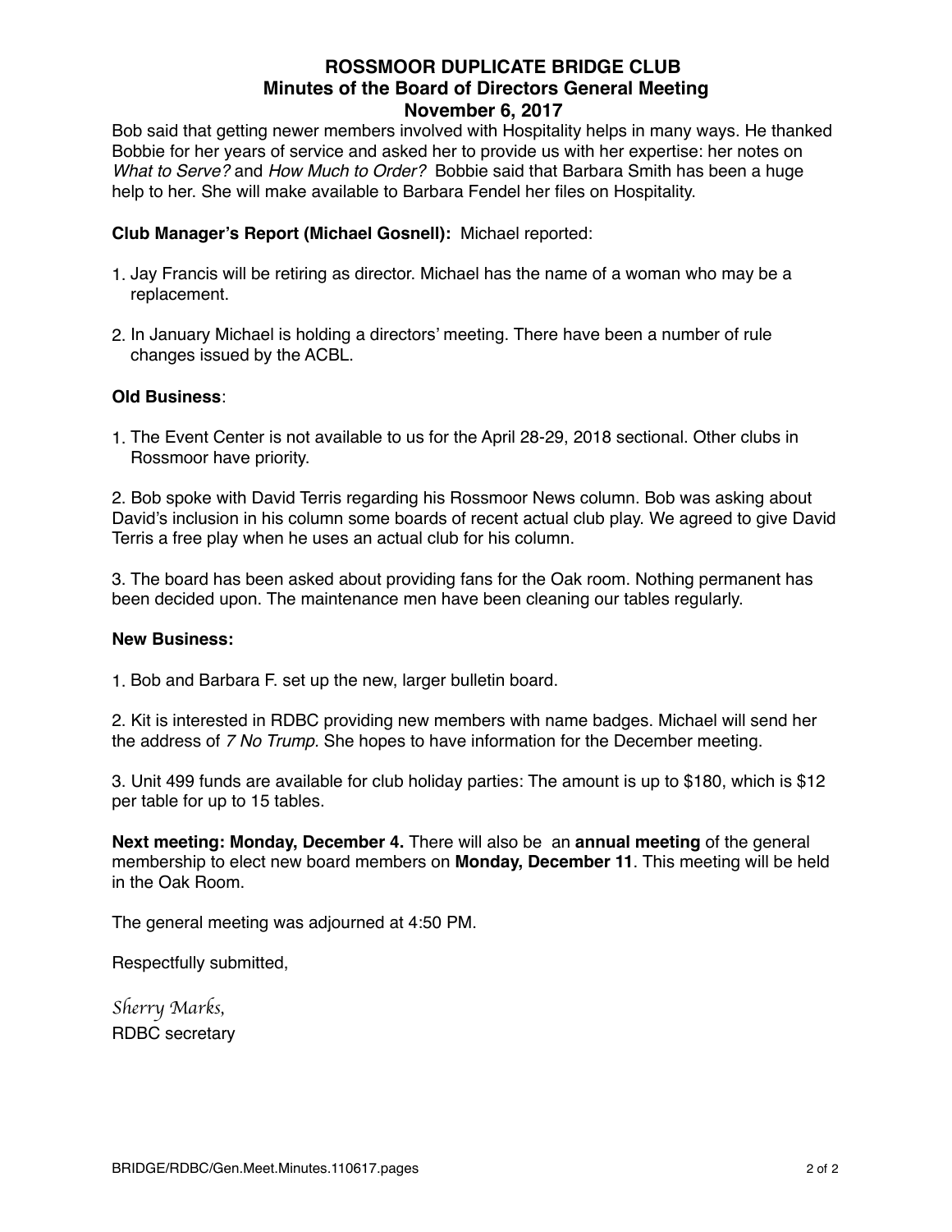# ROSSMOOR DUPLICATE BRIDGE CLUB
## Minutes of the Board of Directors General Meeting
## November 6, 2017

Bob said that getting newer members involved with Hospitality helps in many ways. He thanked Bobbie for her years of service and asked her to provide us with her expertise: her notes on *What to Serve?* and *How Much to Order?* Bobbie said that Barbara Smith has been a huge help to her. She will make available to Barbara Fendel her files on Hospitality.

**Club Manager's Report (Michael Gosnell):** Michael reported:

1. Jay Francis will be retiring as director. Michael has the name of a woman who may be a replacement.
2. In January Michael is holding a directors' meeting. There have been a number of rule changes issued by the ACBL.

**Old Business**:

1. The Event Center is not available to us for the April 28-29, 2018 sectional. Other clubs in Rossmoor have priority.

2. Bob spoke with David Terris regarding his Rossmoor News column. Bob was asking about David's inclusion in his column some boards of recent actual club play. We agreed to give David Terris a free play when he uses an actual club for his column.

3. The board has been asked about providing fans for the Oak room. Nothing permanent has been decided upon. The maintenance men have been cleaning our tables regularly.

**New Business:**

1. Bob and Barbara F. set up the new, larger bulletin board.

2. Kit is interested in RDBC providing new members with name badges. Michael will send her the address of *7 No Trump.* She hopes to have information for the December meeting.

3. Unit 499 funds are available for club holiday parties: The amount is up to $180, which is $12 per table for up to 15 tables.

**Next meeting: Monday, December 4.** There will also be an **annual meeting** of the general membership to elect new board members on **Monday, December 11**. This meeting will be held in the Oak Room.

The general meeting was adjourned at 4:50 PM.

Respectfully submitted,

*Sherry Marks,*
RDBC secretary

BRIDGE/RDBC/Gen.Meet.Minutes.110617.pages